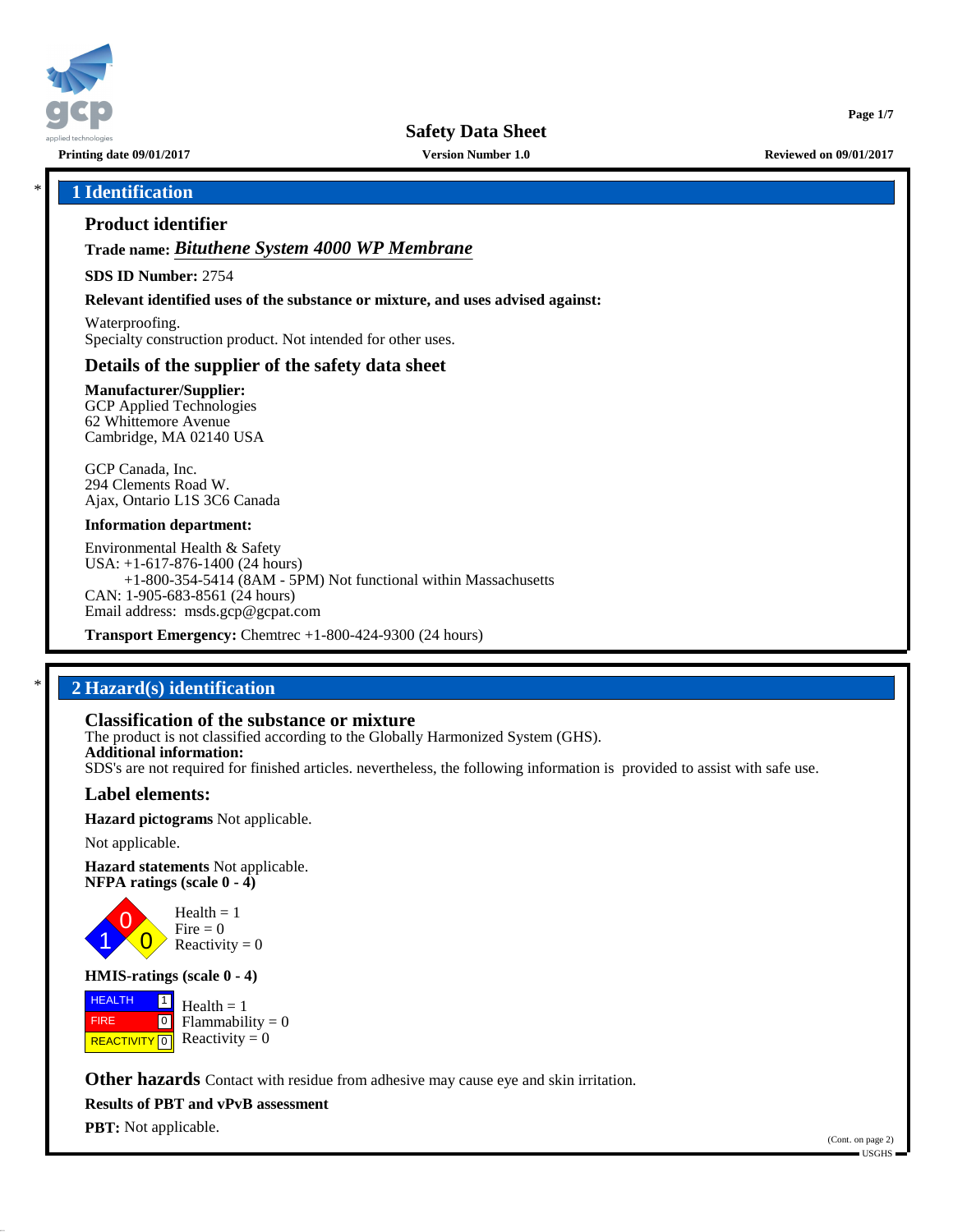# Safety Data Sheet

**Printing date 09/01/2017** | **Version Number 1.0** | **Reviewed on 09/01/2017**

## * 1 Identification

### Product identifier

**Trade name:** ***Bituthene System 4000 WP Membrane***

**SDS ID Number:** 2754

**Relevant identified uses of the substance or mixture, and uses advised against:**

Waterproofing.
Specialty construction product. Not intended for other uses.

### Details of the supplier of the safety data sheet

**Manufacturer/Supplier:**
GCP Applied Technologies
62 Whittemore Avenue
Cambridge, MA 02140 USA

GCP Canada, Inc.
294 Clements Road W.
Ajax, Ontario L1S 3C6 Canada

**Information department:**

Environmental Health & Safety
USA: +1-617-876-1400 (24 hours)
+1-800-354-5414 (8AM - 5PM) Not functional within Massachusetts
CAN: 1-905-683-8561 (24 hours)
Email address: msds.gcp@gcpat.com

**Transport Emergency:** Chemtrec +1-800-424-9300 (24 hours)

## * 2 Hazard(s) identification

### Classification of the substance or mixture

The product is not classified according to the Globally Harmonized System (GHS).
**Additional information:**
SDS's are not required for finished articles. nevertheless, the following information is provided to assist with safe use.

### Label elements:

**Hazard pictograms** Not applicable.

Not applicable.

**Hazard statements** Not applicable.
**NFPA ratings (scale 0 - 4)**

Health = 1
Fire = 0
Reactivity = 0

**HMIS-ratings (scale 0 - 4)**

| | | |
|---|---|---|
| HEALTH | 1 | Health = 1 |
| FIRE | 0 | Flammability = 0 |
| REACTIVITY | 0 | Reactivity = 0 |

**Other hazards** Contact with residue from adhesive may cause eye and skin irritation.

**Results of PBT and vPvB assessment**

**PBT:** Not applicable.

(Cont. on page 2)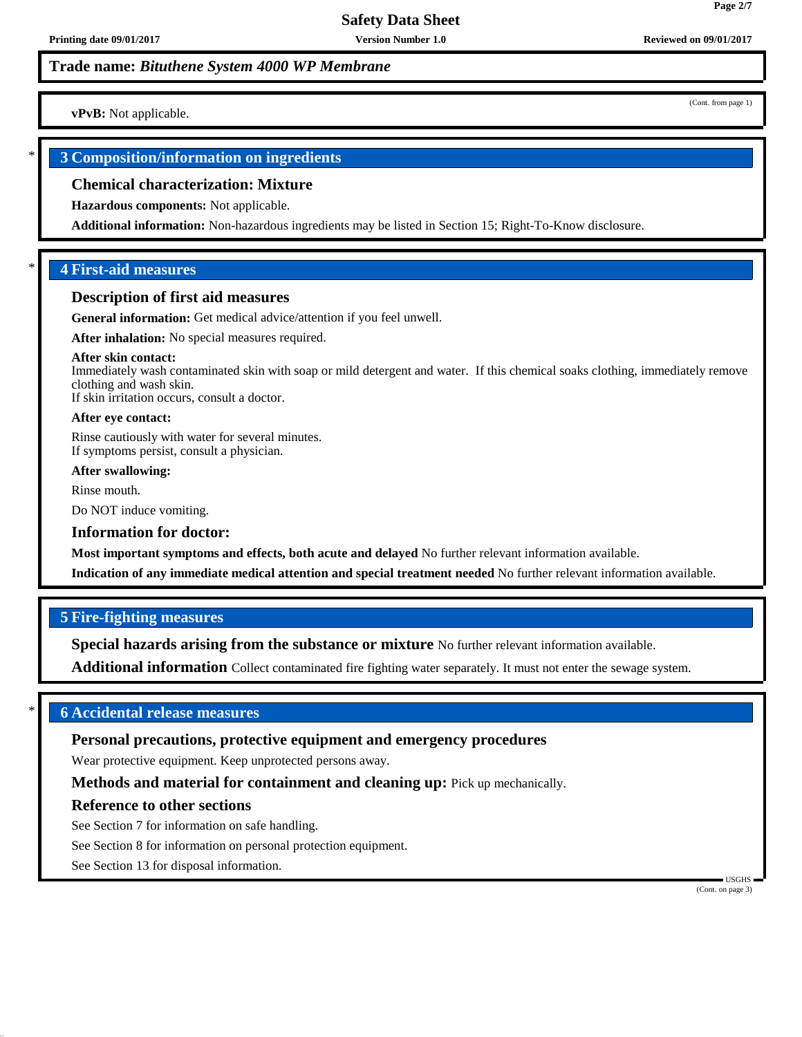**Trade name:** ***Bituthene System 4000 WP Membrane***

(Cont. from page 1)

**vPvB:** Not applicable.

## * 3 Composition/information on ingredients

### Chemical characterization: Mixture

**Hazardous components:** Not applicable.

**Additional information:** Non-hazardous ingredients may be listed in Section 15; Right-To-Know disclosure.

## * 4 First-aid measures

### Description of first aid measures

**General information:** Get medical advice/attention if you feel unwell.

**After inhalation:** No special measures required.

**After skin contact:**
Immediately wash contaminated skin with soap or mild detergent and water. If this chemical soaks clothing, immediately remove clothing and wash skin.
If skin irritation occurs, consult a doctor.

**After eye contact:**

Rinse cautiously with water for several minutes.
If symptoms persist, consult a physician.

**After swallowing:**

Rinse mouth.

Do NOT induce vomiting.

### Information for doctor:

**Most important symptoms and effects, both acute and delayed** No further relevant information available.

**Indication of any immediate medical attention and special treatment needed** No further relevant information available.

## 5 Fire-fighting measures

**Special hazards arising from the substance or mixture** No further relevant information available.

**Additional information** Collect contaminated fire fighting water separately. It must not enter the sewage system.

## * 6 Accidental release measures

### Personal precautions, protective equipment and emergency procedures

Wear protective equipment. Keep unprotected persons away.

**Methods and material for containment and cleaning up:** Pick up mechanically.

### Reference to other sections

See Section 7 for information on safe handling.

See Section 8 for information on personal protection equipment.

See Section 13 for disposal information.

(Cont. on page 3)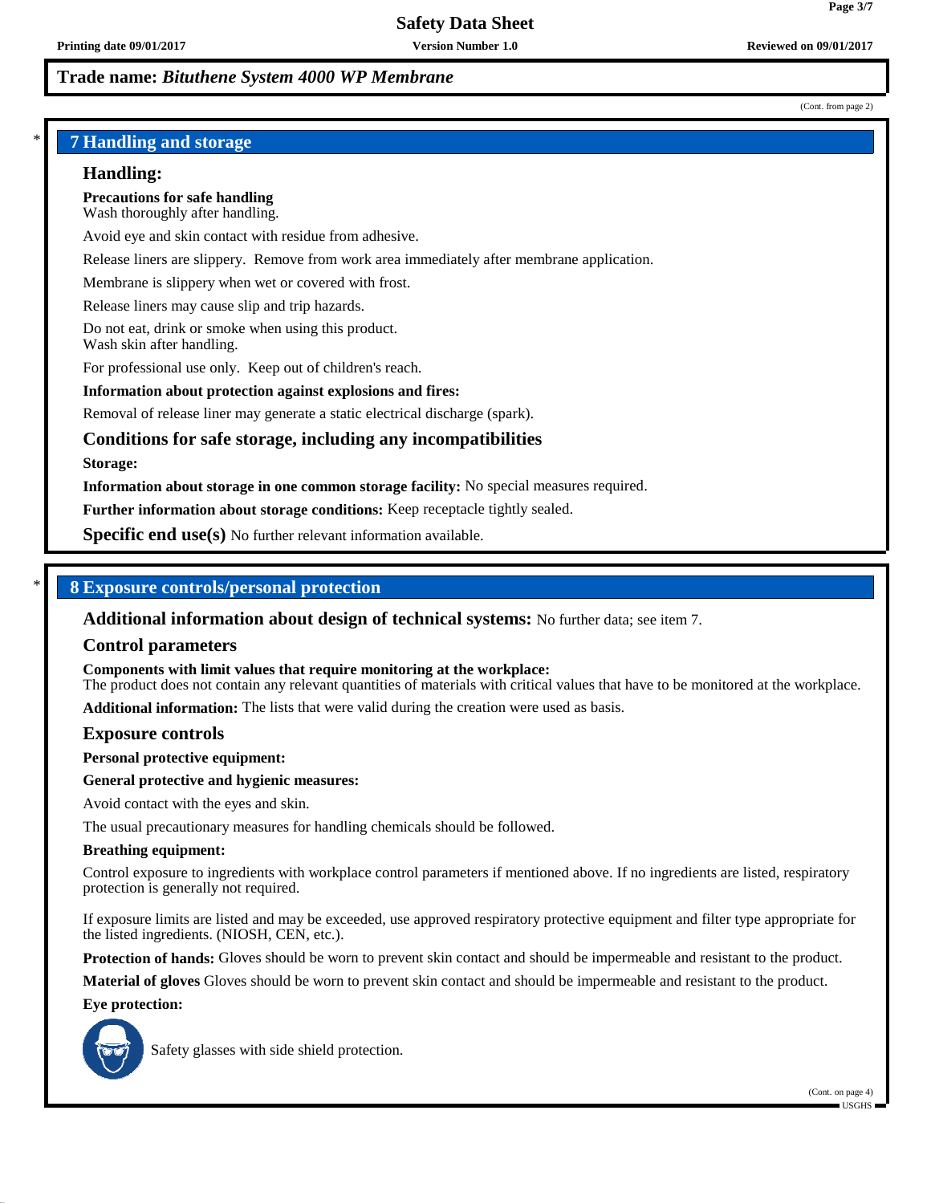**Trade name:** ***Bituthene System 4000 WP Membrane***

(Cont. from page 2)

## 7 Handling and storage

### Handling:

**Precautions for safe handling**
Wash thoroughly after handling.

Avoid eye and skin contact with residue from adhesive.

Release liners are slippery. Remove from work area immediately after membrane application.

Membrane is slippery when wet or covered with frost.

Release liners may cause slip and trip hazards.

Do not eat, drink or smoke when using this product.
Wash skin after handling.

For professional use only. Keep out of children's reach.

**Information about protection against explosions and fires:**

Removal of release liner may generate a static electrical discharge (spark).

### Conditions for safe storage, including any incompatibilities

**Storage:**

**Information about storage in one common storage facility:** No special measures required.

**Further information about storage conditions:** Keep receptacle tightly sealed.

**Specific end use(s)** No further relevant information available.

## 8 Exposure controls/personal protection

**Additional information about design of technical systems:** No further data; see item 7.

### Control parameters

**Components with limit values that require monitoring at the workplace:**
The product does not contain any relevant quantities of materials with critical values that have to be monitored at the workplace.

**Additional information:** The lists that were valid during the creation were used as basis.

### Exposure controls

**Personal protective equipment:**

**General protective and hygienic measures:**

Avoid contact with the eyes and skin.

The usual precautionary measures for handling chemicals should be followed.

**Breathing equipment:**

Control exposure to ingredients with workplace control parameters if mentioned above. If no ingredients are listed, respiratory protection is generally not required.

If exposure limits are listed and may be exceeded, use approved respiratory protective equipment and filter type appropriate for the listed ingredients. (NIOSH, CEN, etc.).

**Protection of hands:** Gloves should be worn to prevent skin contact and should be impermeable and resistant to the product.

**Material of gloves** Gloves should be worn to prevent skin contact and should be impermeable and resistant to the product.

**Eye protection:**

Safety glasses with side shield protection.

(Cont. on page 4)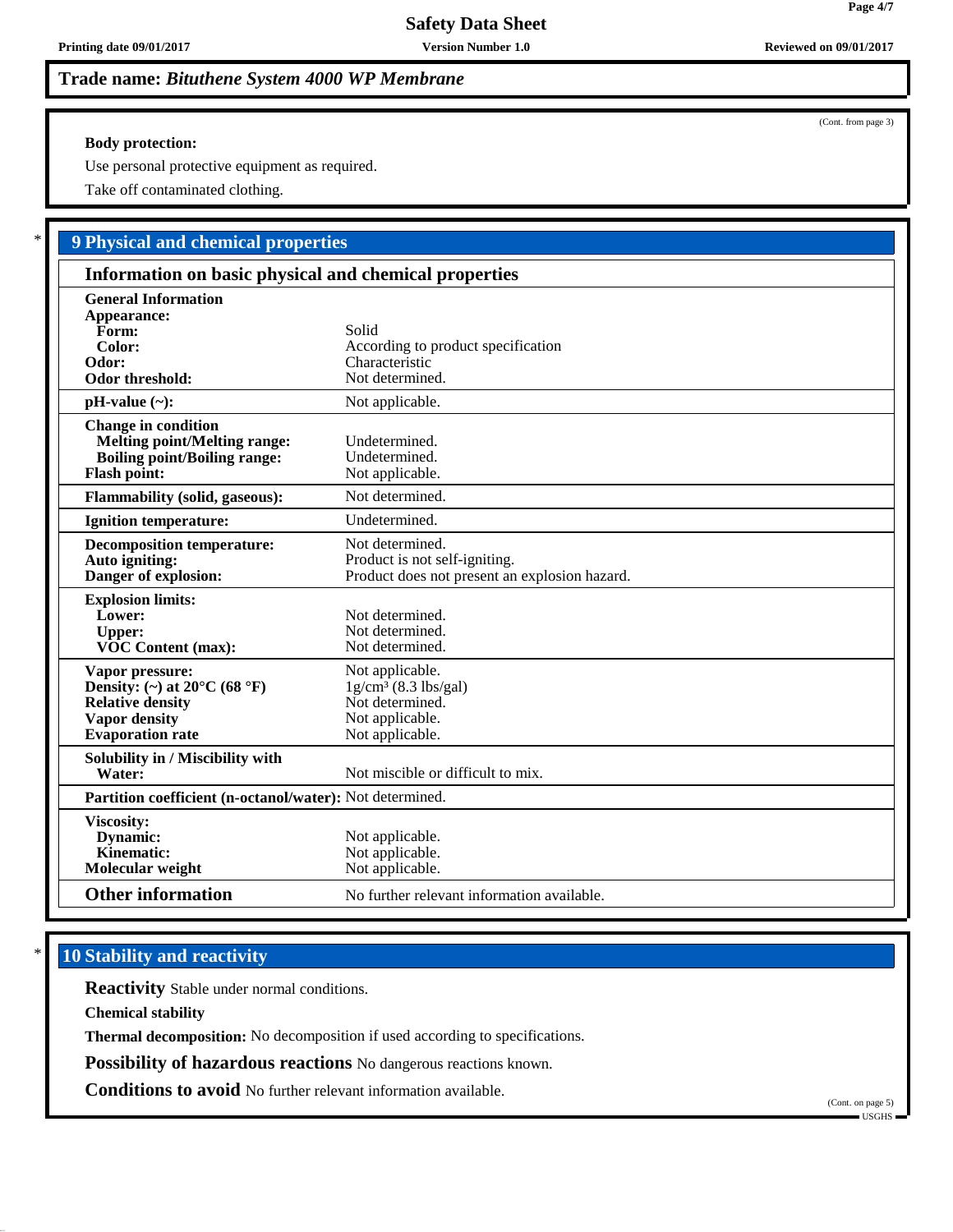**Trade name:** ***Bituthene System 4000 WP Membrane***

(Cont. from page 3)

**Body protection:**

Use personal protective equipment as required.

Take off contaminated clothing.

## 9 Physical and chemical properties

### Information on basic physical and chemical properties

| Property | Value |
|---|---|
| **General Information** | |
| **Appearance:** | |
| **Form:** | Solid |
| **Color:** | According to product specification |
| **Odor:** | Characteristic |
| **Odor threshold:** | Not determined. |
| **pH-value (~):** | Not applicable. |
| **Change in condition** | |
| **Melting point/Melting range:** | Undetermined. |
| **Boiling point/Boiling range:** | Undetermined. |
| **Flash point:** | Not applicable. |
| **Flammability (solid, gaseous):** | Not determined. |
| **Ignition temperature:** | Undetermined. |
| **Decomposition temperature:** | Not determined. |
| **Auto igniting:** | Product is not self-igniting. |
| **Danger of explosion:** | Product does not present an explosion hazard. |
| **Explosion limits:** | |
| **Lower:** | Not determined. |
| **Upper:** | Not determined. |
| **VOC Content (max):** | Not determined. |
| **Vapor pressure:** | Not applicable. |
| **Density: (~) at 20°C (68 °F)** | 1g/cm³ (8.3 lbs/gal) |
| **Relative density** | Not determined. |
| **Vapor density** | Not applicable. |
| **Evaporation rate** | Not applicable. |
| **Solubility in / Miscibility with** | |
| **Water:** | Not miscible or difficult to mix. |
| **Partition coefficient (n-octanol/water):** | Not determined. |
| **Viscosity:** | |
| **Dynamic:** | Not applicable. |
| **Kinematic:** | Not applicable. |
| **Molecular weight** | Not applicable. |
| **Other information** | No further relevant information available. |

## 10 Stability and reactivity

**Reactivity** Stable under normal conditions.

**Chemical stability**

**Thermal decomposition:** No decomposition if used according to specifications.

**Possibility of hazardous reactions** No dangerous reactions known.

**Conditions to avoid** No further relevant information available.

(Cont. on page 5)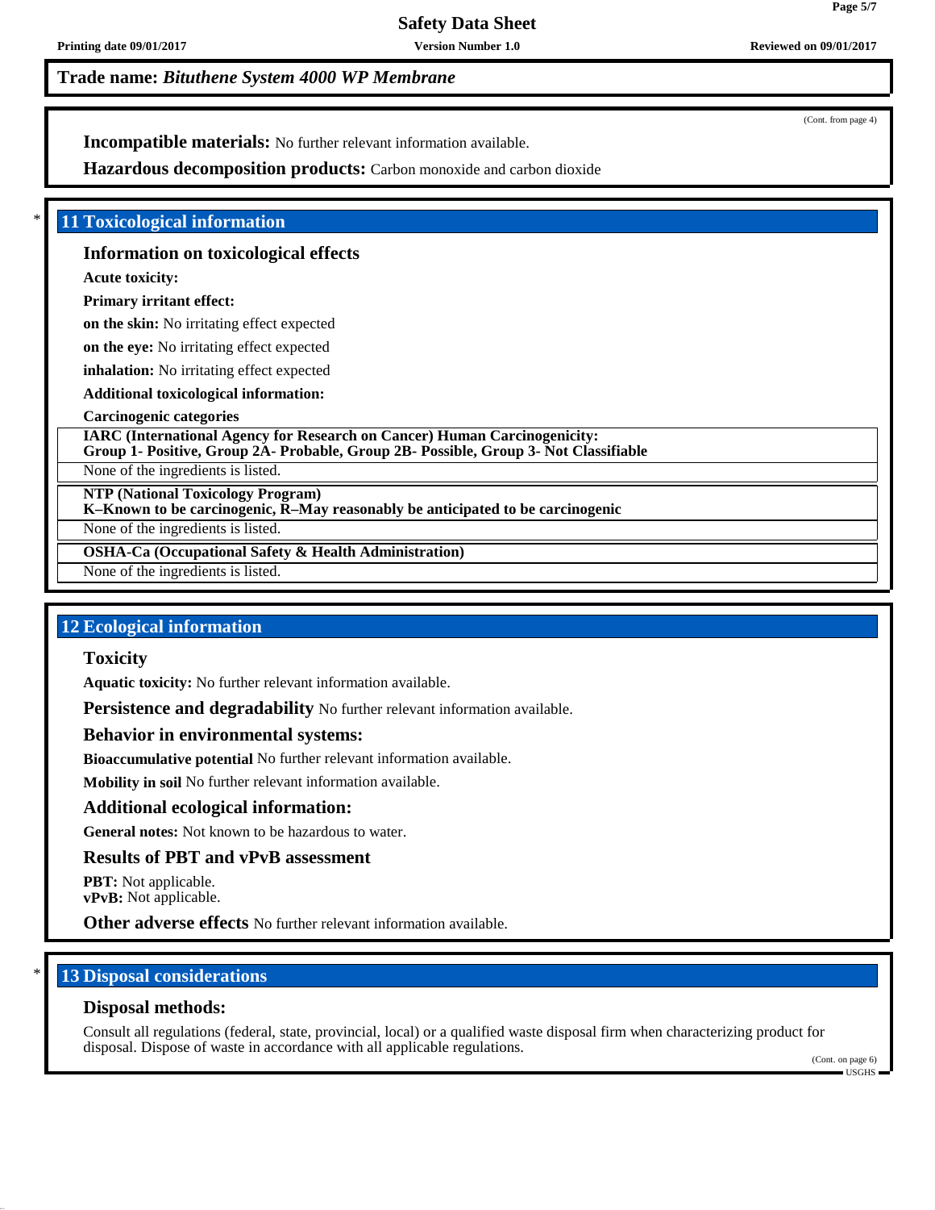**Trade name:** ***Bituthene System 4000 WP Membrane***

(Cont. from page 4)

**Incompatible materials:** No further relevant information available.

**Hazardous decomposition products:** Carbon monoxide and carbon dioxide

## * 11 Toxicological information

### Information on toxicological effects

**Acute toxicity:**

**Primary irritant effect:**

**on the skin:** No irritating effect expected

**on the eye:** No irritating effect expected

**inhalation:** No irritating effect expected

**Additional toxicological information:**

**Carcinogenic categories**

| **IARC (International Agency for Research on Cancer) Human Carcinogenicity: Group 1- Positive, Group 2A- Probable, Group 2B- Possible, Group 3- Not Classifiable** |
|---|
| None of the ingredients is listed. |

| **NTP (National Toxicology Program) K–Known to be carcinogenic, R–May reasonably be anticipated to be carcinogenic** |
|---|
| None of the ingredients is listed. |

| **OSHA-Ca (Occupational Safety & Health Administration)** |
|---|
| None of the ingredients is listed. |

## 12 Ecological information

### Toxicity

**Aquatic toxicity:** No further relevant information available.

**Persistence and degradability** No further relevant information available.

### Behavior in environmental systems:

**Bioaccumulative potential** No further relevant information available.

**Mobility in soil** No further relevant information available.

### Additional ecological information:

**General notes:** Not known to be hazardous to water.

### Results of PBT and vPvB assessment

**PBT:** Not applicable.
**vPvB:** Not applicable.

**Other adverse effects** No further relevant information available.

## * 13 Disposal considerations

### Disposal methods:

Consult all regulations (federal, state, provincial, local) or a qualified waste disposal firm when characterizing product for disposal. Dispose of waste in accordance with all applicable regulations.

(Cont. on page 6)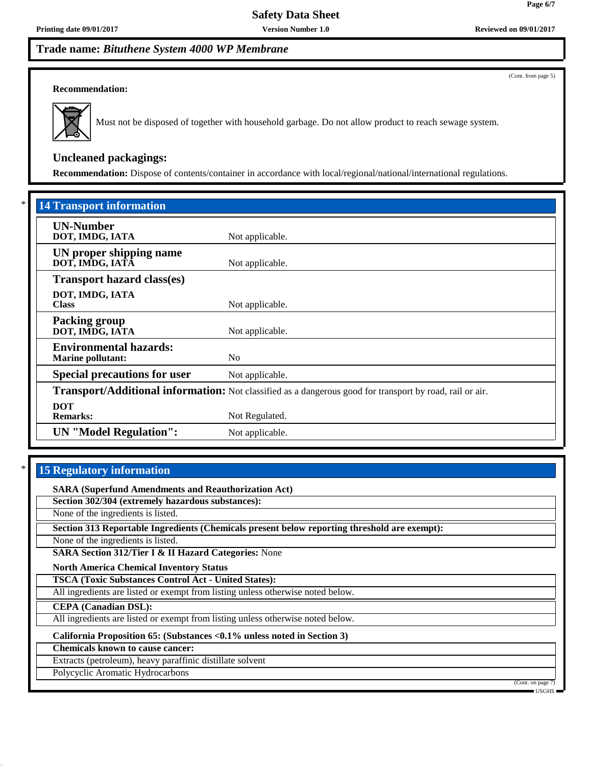Trade name: *Bituthene System 4000 WP Membrane*

(Cont. from page 5)

**Recommendation:**

Must not be disposed of together with household garbage. Do not allow product to reach sewage system.

### Uncleaned packagings:

**Recommendation:** Dispose of contents/container in accordance with local/regional/national/international regulations.

## * 14 Transport information

| | |
|---|---|
| **UN-Number**<br>**DOT, IMDG, IATA** | Not applicable. |
| **UN proper shipping name**<br>**DOT, IMDG, IATA** | Not applicable. |
| **Transport hazard class(es)**<br>**DOT, IMDG, IATA**<br>**Class** | Not applicable. |
| **Packing group**<br>**DOT, IMDG, IATA** | Not applicable. |
| **Environmental hazards:**<br>**Marine pollutant:** | No |
| **Special precautions for user** | Not applicable. |
| **Transport/Additional information:** | Not classified as a dangerous good for transport by road, rail or air. |
| **DOT**<br>**Remarks:** | Not Regulated. |
| **UN "Model Regulation":** | Not applicable. |

## * 15 Regulatory information

**SARA (Superfund Amendments and Reauthorization Act)**

**Section 302/304 (extremely hazardous substances):**

None of the ingredients is listed.

**Section 313 Reportable Ingredients (Chemicals present below reporting threshold are exempt):**

None of the ingredients is listed.

**SARA Section 312/Tier I & II Hazard Categories:** None

**North America Chemical Inventory Status**

**TSCA (Toxic Substances Control Act - United States):**

All ingredients are listed or exempt from listing unless otherwise noted below.

**CEPA (Canadian DSL):**

All ingredients are listed or exempt from listing unless otherwise noted below.

**California Proposition 65: (Substances <0.1% unless noted in Section 3)**

**Chemicals known to cause cancer:**

Extracts (petroleum), heavy paraffinic distillate solvent

Polycyclic Aromatic Hydrocarbons

(Cont. on page 7)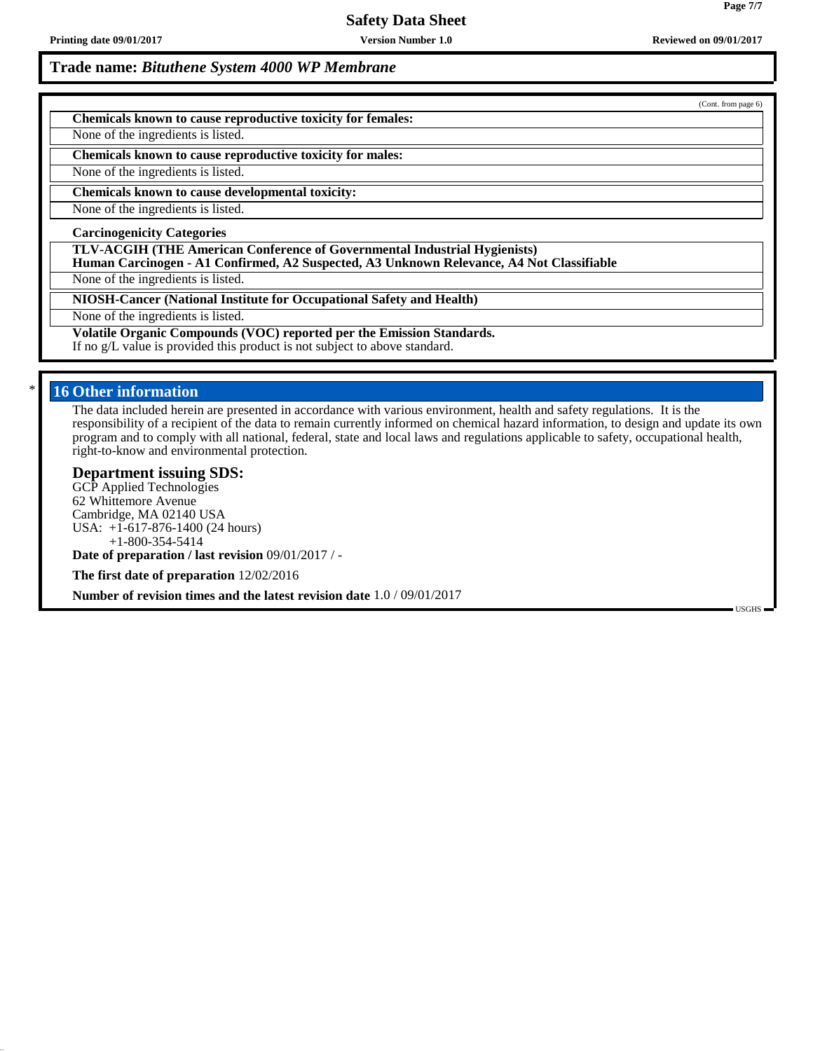(Cont. from page 6)

**Chemicals known to cause reproductive toxicity for females:**

None of the ingredients is listed.

**Chemicals known to cause reproductive toxicity for males:**

None of the ingredients is listed.

**Chemicals known to cause developmental toxicity:**

None of the ingredients is listed.

**Carcinogenicity Categories**

**TLV-ACGIH (THE American Conference of Governmental Industrial Hygienists)**
**Human Carcinogen - A1 Confirmed, A2 Suspected, A3 Unknown Relevance, A4 Not Classifiable**

None of the ingredients is listed.

**NIOSH-Cancer (National Institute for Occupational Safety and Health)**

None of the ingredients is listed.

**Volatile Organic Compounds (VOC) reported per the Emission Standards.**
If no g/L value is provided this product is not subject to above standard.

## * 16 Other information

The data included herein are presented in accordance with various environment, health and safety regulations. It is the responsibility of a recipient of the data to remain currently informed on chemical hazard information, to design and update its own program and to comply with all national, federal, state and local laws and regulations applicable to safety, occupational health, right-to-know and environmental protection.

### Department issuing SDS:

GCP Applied Technologies
62 Whittemore Avenue
Cambridge, MA 02140 USA
USA: +1-617-876-1400 (24 hours)
+1-800-354-5414

**Date of preparation / last revision** 09/01/2017 / -

**The first date of preparation** 12/02/2016

**Number of revision times and the latest revision date** 1.0 / 09/01/2017